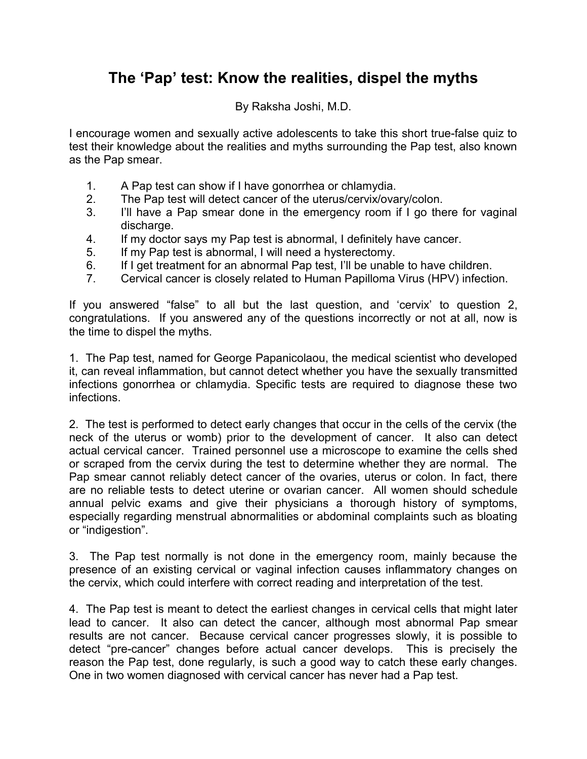# The 'Pap' test: Know the realities, dispel the myths

By Raksha Joshi, M.D.

I encourage women and sexually active adolescents to take this short true-false quiz to test their knowledge about the realities and myths surrounding the Pap test, also known as the Pap smear.

1. A Pap test can show if I have gonorrhea or chlamydia.
2. The Pap test will detect cancer of the uterus/cervix/ovary/colon.
3. I'll have a Pap smear done in the emergency room if I go there for vaginal discharge.
4. If my doctor says my Pap test is abnormal, I definitely have cancer.
5. If my Pap test is abnormal, I will need a hysterectomy.
6. If I get treatment for an abnormal Pap test, I'll be unable to have children.
7. Cervical cancer is closely related to Human Papilloma Virus (HPV) infection.

If you answered "false" to all but the last question, and 'cervix' to question 2, congratulations. If you answered any of the questions incorrectly or not at all, now is the time to dispel the myths.

1. The Pap test, named for George Papanicolaou, the medical scientist who developed it, can reveal inflammation, but cannot detect whether you have the sexually transmitted infections gonorrhea or chlamydia. Specific tests are required to diagnose these two infections.

2. The test is performed to detect early changes that occur in the cells of the cervix (the neck of the uterus or womb) prior to the development of cancer. It also can detect actual cervical cancer. Trained personnel use a microscope to examine the cells shed or scraped from the cervix during the test to determine whether they are normal. The Pap smear cannot reliably detect cancer of the ovaries, uterus or colon. In fact, there are no reliable tests to detect uterine or ovarian cancer. All women should schedule annual pelvic exams and give their physicians a thorough history of symptoms, especially regarding menstrual abnormalities or abdominal complaints such as bloating or "indigestion".

3. The Pap test normally is not done in the emergency room, mainly because the presence of an existing cervical or vaginal infection causes inflammatory changes on the cervix, which could interfere with correct reading and interpretation of the test.

4. The Pap test is meant to detect the earliest changes in cervical cells that might later lead to cancer. It also can detect the cancer, although most abnormal Pap smear results are not cancer. Because cervical cancer progresses slowly, it is possible to detect "pre-cancer" changes before actual cancer develops. This is precisely the reason the Pap test, done regularly, is such a good way to catch these early changes. One in two women diagnosed with cervical cancer has never had a Pap test.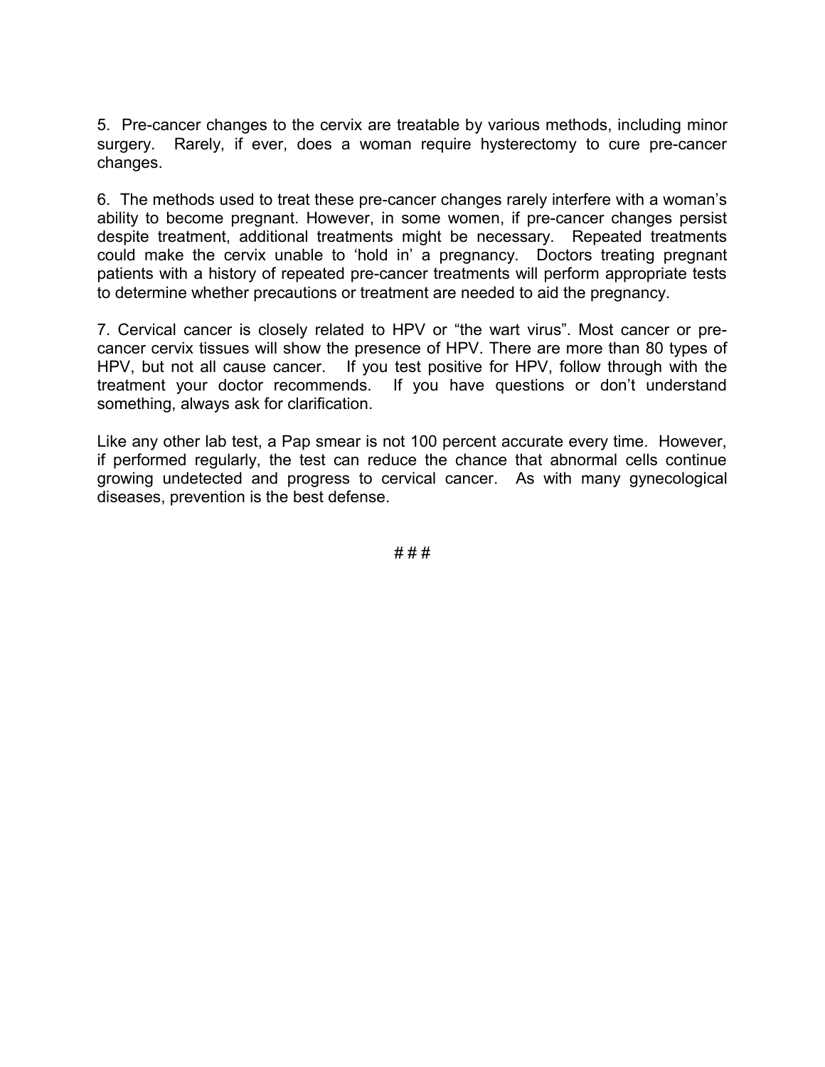5. Pre-cancer changes to the cervix are treatable by various methods, including minor surgery. Rarely, if ever, does a woman require hysterectomy to cure pre-cancer changes.

6. The methods used to treat these pre-cancer changes rarely interfere with a woman's ability to become pregnant. However, in some women, if pre-cancer changes persist despite treatment, additional treatments might be necessary. Repeated treatments could make the cervix unable to 'hold in' a pregnancy. Doctors treating pregnant patients with a history of repeated pre-cancer treatments will perform appropriate tests to determine whether precautions or treatment are needed to aid the pregnancy.

7. Cervical cancer is closely related to HPV or "the wart virus". Most cancer or pre-cancer cervix tissues will show the presence of HPV. There are more than 80 types of HPV, but not all cause cancer. If you test positive for HPV, follow through with the treatment your doctor recommends. If you have questions or don't understand something, always ask for clarification.

Like any other lab test, a Pap smear is not 100 percent accurate every time. However, if performed regularly, the test can reduce the chance that abnormal cells continue growing undetected and progress to cervical cancer. As with many gynecological diseases, prevention is the best defense.

# # #